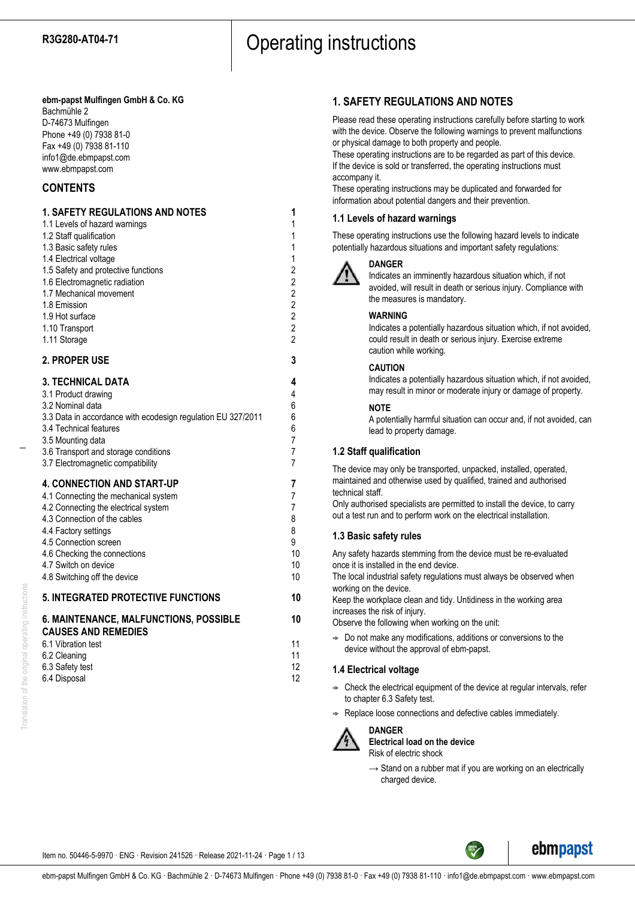**R3G280-AT04-71**

# Operating instructions

**ebm-papst Mulfingen GmbH & Co. KG**
Bachmühle 2
D-74673 Mulfingen
Phone +49 (0) 7938 81-0
Fax +49 (0) 7938 81-110
info1@de.ebmpapst.com
www.ebmpapst.com

## CONTENTS

| | |
|---|---|
| **1. SAFETY REGULATIONS AND NOTES** | **1** |
| 1.1 Levels of hazard warnings | 1 |
| 1.2 Staff qualification | 1 |
| 1.3 Basic safety rules | 1 |
| 1.4 Electrical voltage | 1 |
| 1.5 Safety and protective functions | 2 |
| 1.6 Electromagnetic radiation | 2 |
| 1.7 Mechanical movement | 2 |
| 1.8 Emission | 2 |
| 1.9 Hot surface | 2 |
| 1.10 Transport | 2 |
| 1.11 Storage | 2 |
| **2. PROPER USE** | **3** |
| **3. TECHNICAL DATA** | **4** |
| 3.1 Product drawing | 4 |
| 3.2 Nominal data | 6 |
| 3.3 Data in accordance with ecodesign regulation EU 327/2011 | 6 |
| 3.4 Technical features | 6 |
| 3.5 Mounting data | 7 |
| 3.6 Transport and storage conditions | 7 |
| 3.7 Electromagnetic compatibility | 7 |
| **4. CONNECTION AND START-UP** | **7** |
| 4.1 Connecting the mechanical system | 7 |
| 4.2 Connecting the electrical system | 7 |
| 4.3 Connection of the cables | 8 |
| 4.4 Factory settings | 8 |
| 4.5 Connection screen | 9 |
| 4.6 Checking the connections | 10 |
| 4.7 Switch on device | 10 |
| 4.8 Switching off the device | 10 |
| **5. INTEGRATED PROTECTIVE FUNCTIONS** | **10** |
| **6. MAINTENANCE, MALFUNCTIONS, POSSIBLE CAUSES AND REMEDIES** | **10** |
| 6.1 Vibration test | 11 |
| 6.2 Cleaning | 11 |
| 6.3 Safety test | 12 |
| 6.4 Disposal | 12 |

## 1. SAFETY REGULATIONS AND NOTES

Please read these operating instructions carefully before starting to work with the device. Observe the following warnings to prevent malfunctions or physical damage to both property and people.
These operating instructions are to be regarded as part of this device.
If the device is sold or transferred, the operating instructions must accompany it.
These operating instructions may be duplicated and forwarded for information about potential dangers and their prevention.

### 1.1 Levels of hazard warnings

These operating instructions use the following hazard levels to indicate potentially hazardous situations and important safety regulations:

**DANGER**
Indicates an imminently hazardous situation which, if not avoided, will result in death or serious injury. Compliance with the measures is mandatory.

**WARNING**
Indicates a potentially hazardous situation which, if not avoided, could result in death or serious injury. Exercise extreme caution while working.

**CAUTION**
Indicates a potentially hazardous situation which, if not avoided, may result in minor or moderate injury or damage of property.

**NOTE**
A potentially harmful situation can occur and, if not avoided, can lead to property damage.

### 1.2 Staff qualification

The device may only be transported, unpacked, installed, operated, maintained and otherwise used by qualified, trained and authorised technical staff.
Only authorised specialists are permitted to install the device, to carry out a test run and to perform work on the electrical installation.

### 1.3 Basic safety rules

Any safety hazards stemming from the device must be re-evaluated once it is installed in the end device.
The local industrial safety regulations must always be observed when working on the device.
Keep the workplace clean and tidy. Untidiness in the working area increases the risk of injury.
Observe the following when working on the unit:

⇒ Do not make any modifications, additions or conversions to the device without the approval of ebm-papst.

### 1.4 Electrical voltage

⇒ Check the electrical equipment of the device at regular intervals, refer to chapter 6.3 Safety test.

⇒ Replace loose connections and defective cables immediately.

**DANGER**
**Electrical load on the device**
Risk of electric shock

→ Stand on a rubber mat if you are working on an electrically charged device.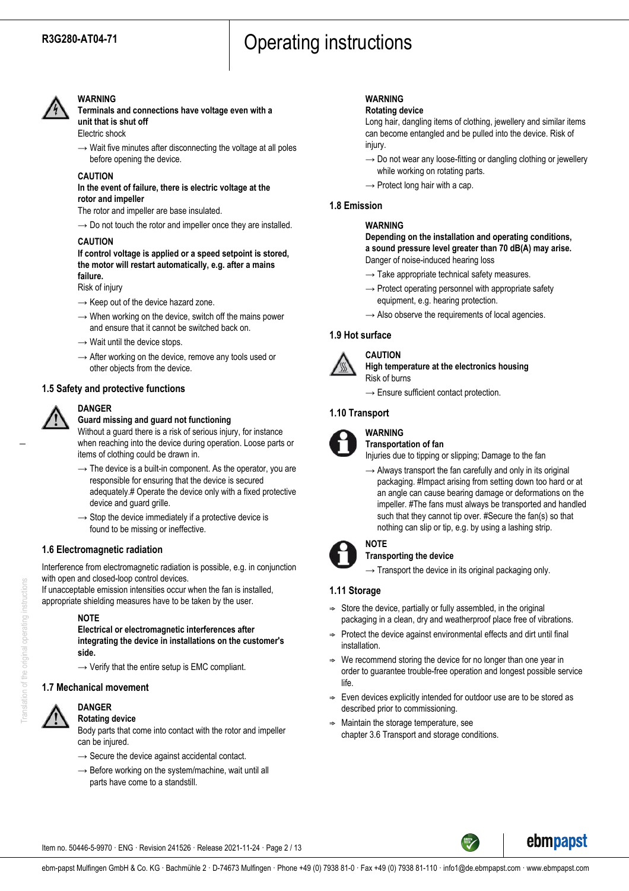**WARNING**
**Terminals and connections have voltage even with a unit that is shut off**
Electric shock

→ Wait five minutes after disconnecting the voltage at all poles before opening the device.

**CAUTION**
**In the event of failure, there is electric voltage at the rotor and impeller**
The rotor and impeller are base insulated.

→ Do not touch the rotor and impeller once they are installed.

**CAUTION**
**If control voltage is applied or a speed setpoint is stored, the motor will restart automatically, e.g. after a mains failure.**
Risk of injury

→ Keep out of the device hazard zone.

→ When working on the device, switch off the mains power and ensure that it cannot be switched back on.

→ Wait until the device stops.

→ After working on the device, remove any tools used or other objects from the device.

## 1.5 Safety and protective functions

**DANGER**
**Guard missing and guard not functioning**
Without a guard there is a risk of serious injury, for instance when reaching into the device during operation. Loose parts or items of clothing could be drawn in.

→ The device is a built-in component. As the operator, you are responsible for ensuring that the device is secured adequately.# Operate the device only with a fixed protective device and guard grille.

→ Stop the device immediately if a protective device is found to be missing or ineffective.

## 1.6 Electromagnetic radiation

Interference from electromagnetic radiation is possible, e.g. in conjunction with open and closed-loop control devices.
If unacceptable emission intensities occur when the fan is installed, appropriate shielding measures have to be taken by the user.

**NOTE**
**Electrical or electromagnetic interferences after integrating the device in installations on the customer's side.**

→ Verify that the entire setup is EMC compliant.

## 1.7 Mechanical movement

**DANGER**
**Rotating device**
Body parts that come into contact with the rotor and impeller can be injured.

→ Secure the device against accidental contact.

→ Before working on the system/machine, wait until all parts have come to a standstill.

**WARNING**
**Rotating device**
Long hair, dangling items of clothing, jewellery and similar items can become entangled and be pulled into the device. Risk of injury.

→ Do not wear any loose-fitting or dangling clothing or jewellery while working on rotating parts.

→ Protect long hair with a cap.

## 1.8 Emission

**WARNING**
**Depending on the installation and operating conditions, a sound pressure level greater than 70 dB(A) may arise.**
Danger of noise-induced hearing loss

→ Take appropriate technical safety measures.

→ Protect operating personnel with appropriate safety equipment, e.g. hearing protection.

→ Also observe the requirements of local agencies.

## 1.9 Hot surface

**CAUTION**
**High temperature at the electronics housing**
Risk of burns

→ Ensure sufficient contact protection.

## 1.10 Transport

**WARNING**
**Transportation of fan**
Injuries due to tipping or slipping; Damage to the fan

→ Always transport the fan carefully and only in its original packaging. #Impact arising from setting down too hard or at an angle can cause bearing damage or deformations on the impeller. #The fans must always be transported and handled such that they cannot tip over. #Secure the fan(s) so that nothing can slip or tip, e.g. by using a lashing strip.

**NOTE**
**Transporting the device**

→ Transport the device in its original packaging only.

## 1.11 Storage

⇨ Store the device, partially or fully assembled, in the original packaging in a clean, dry and weatherproof place free of vibrations.

⇨ Protect the device against environmental effects and dirt until final installation.

⇨ We recommend storing the device for no longer than one year in order to guarantee trouble-free operation and longest possible service life.

⇨ Even devices explicitly intended for outdoor use are to be stored as described prior to commissioning.

⇨ Maintain the storage temperature, see chapter 3.6 Transport and storage conditions.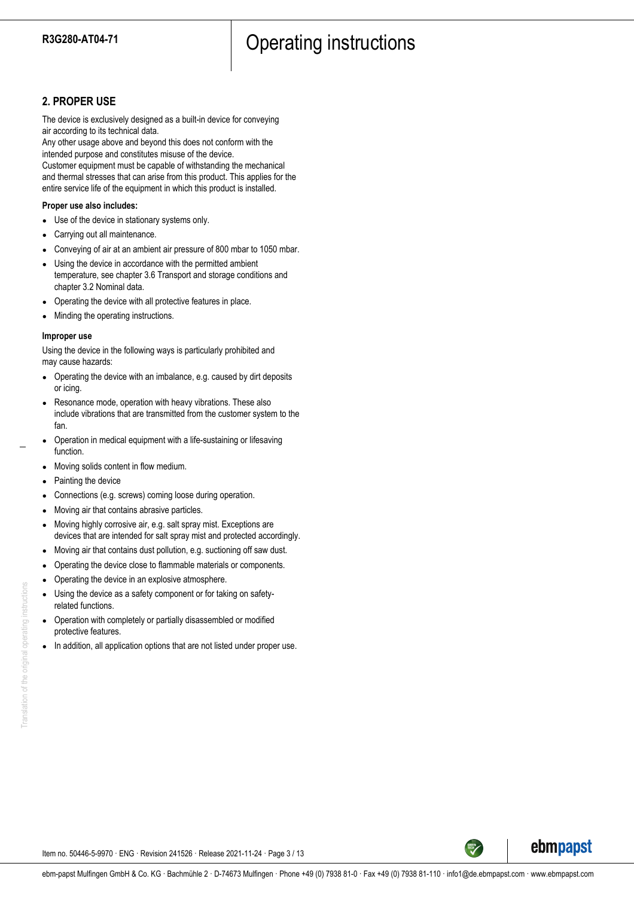## 2. PROPER USE

The device is exclusively designed as a built-in device for conveying air according to its technical data.
Any other usage above and beyond this does not conform with the intended purpose and constitutes misuse of the device.
Customer equipment must be capable of withstanding the mechanical and thermal stresses that can arise from this product. This applies for the entire service life of the equipment in which this product is installed.

**Proper use also includes:**

- Use of the device in stationary systems only.
- Carrying out all maintenance.
- Conveying of air at an ambient air pressure of 800 mbar to 1050 mbar.
- Using the device in accordance with the permitted ambient temperature, see chapter 3.6 Transport and storage conditions and chapter 3.2 Nominal data.
- Operating the device with all protective features in place.
- Minding the operating instructions.

**Improper use**

Using the device in the following ways is particularly prohibited and may cause hazards:

- Operating the device with an imbalance, e.g. caused by dirt deposits or icing.
- Resonance mode, operation with heavy vibrations. These also include vibrations that are transmitted from the customer system to the fan.
- Operation in medical equipment with a life-sustaining or lifesaving function.
- Moving solids content in flow medium.
- Painting the device
- Connections (e.g. screws) coming loose during operation.
- Moving air that contains abrasive particles.
- Moving highly corrosive air, e.g. salt spray mist. Exceptions are devices that are intended for salt spray mist and protected accordingly.
- Moving air that contains dust pollution, e.g. suctioning off saw dust.
- Operating the device close to flammable materials or components.
- Operating the device in an explosive atmosphere.
- Using the device as a safety component or for taking on safety-related functions.
- Operation with completely or partially disassembled or modified protective features.
- In addition, all application options that are not listed under proper use.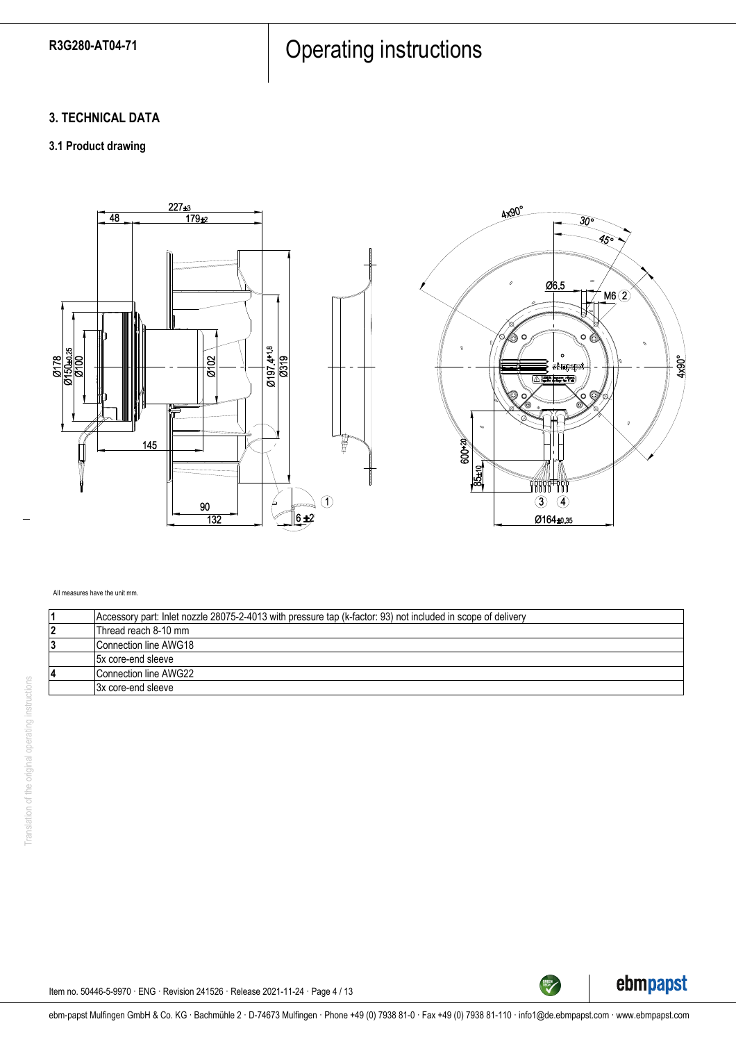## 3. TECHNICAL DATA

### 3.1 Product drawing

All measures have the unit mm.

| | |
|---|---|
| 1 | Accessory part: Inlet nozzle 28075-2-4013 with pressure tap (k-factor: 93) not included in scope of delivery |
| 2 | Thread reach 8-10 mm |
| 3 | Connection line AWG18 |
| | 5x core-end sleeve |
| 4 | Connection line AWG22 |
| | 3x core-end sleeve |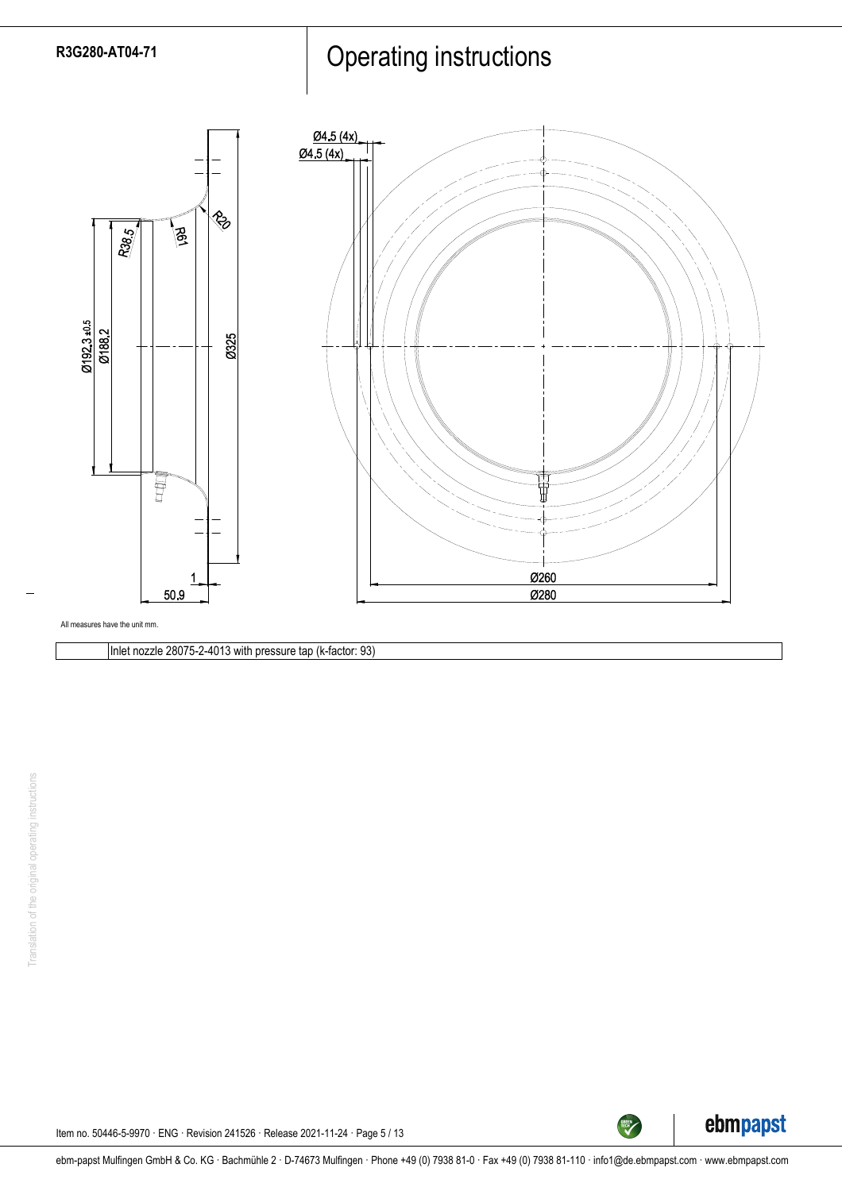All measures have the unit mm.

| | Inlet nozzle 28075-2-4013 with pressure tap (k-factor: 93) |
|---|---|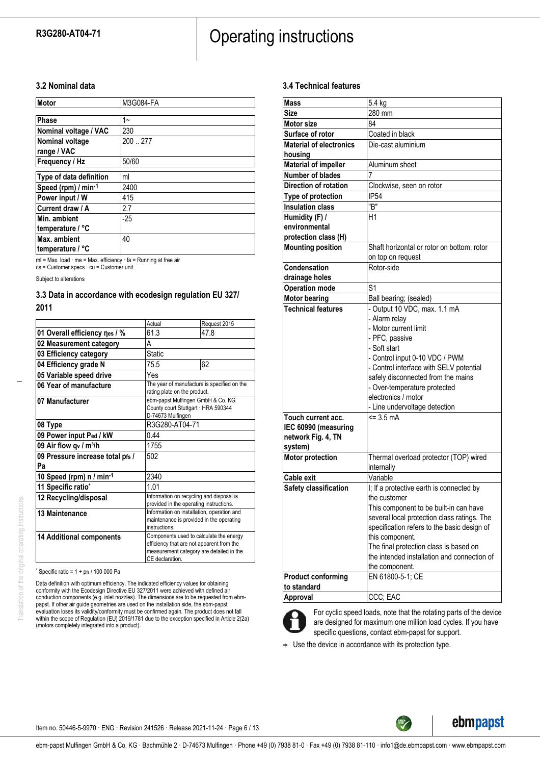### 3.2 Nominal data

| Motor | M3G084-FA |
|---|---|
| Phase | 1~ |
| Nominal voltage / VAC | 230 |
| Nominal voltage range / VAC | 200 .. 277 |
| Frequency / Hz | 50/60 |
| Type of data definition | ml |
| Speed (rpm) / min$^{-1}$ | 2400 |
| Power input / W | 415 |
| Current draw / A | 2.7 |
| Min. ambient temperature / °C | -25 |
| Max. ambient temperature / °C | 40 |

ml = Max. load · me = Max. efficiency · fa = Running at free air
cs = Customer specs · cu = Customer unit

Subject to alterations

### 3.3 Data in accordance with ecodesign regulation EU 327/ 2011

| | Actual | Request 2015 |
|---|---|---|
| 01 Overall efficiency $\eta_{es}$ / % | 61.3 | 47.8 |
| 02 Measurement category | A | |
| 03 Efficiency category | Static | |
| 04 Efficiency grade N | 75.5 | 62 |
| 05 Variable speed drive | Yes | |
| 06 Year of manufacture | The year of manufacture is specified on the rating plate on the product. | |
| 07 Manufacturer | ebm-papst Mulfingen GmbH & Co. KG County court Stuttgart · HRA 590344 D-74673 Mulfingen | |
| 08 Type | R3G280-AT04-71 | |
| 09 Power input $P_{ed}$ / kW | 0.44 | |
| 09 Air flow $q_v$ / m³/h | 1755 | |
| 09 Pressure increase total $p_{fs}$ / Pa | 502 | |
| 10 Speed (rpm) n / min$^{-1}$ | 2340 | |
| 11 Specific ratio* | 1.01 | |
| 12 Recycling/disposal | Information on recycling and disposal is provided in the operating instructions. | |
| 13 Maintenance | Information on installation, operation and maintenance is provided in the operating instructions. | |
| 14 Additional components | Components used to calculate the energy efficiency that are not apparent from the measurement category are detailed in the CE declaration. | |

* Specific ratio = 1 + $p_{fs}$ / 100 000 Pa

Data definition with optimum efficiency. The indicated efficiency values for obtaining conformity with the Ecodesign Directive EU 327/2011 were achieved with defined air conduction components (e.g. inlet nozzles). The dimensions are to be requested from ebm-papst. If other air guide geometries are used on the installation side, the ebm-papst evaluation loses its validity/conformity must be confirmed again. The product does not fall within the scope of Regulation (EU) 2019/1781 due to the exception specified in Article 2(2a) (motors completely integrated into a product).

### 3.4 Technical features

| Mass | 5.4 kg |
|---|---|
| Size | 280 mm |
| Motor size | 84 |
| Surface of rotor | Coated in black |
| Material of electronics housing | Die-cast aluminium |
| Material of impeller | Aluminum sheet |
| Number of blades | 7 |
| Direction of rotation | Clockwise, seen on rotor |
| Type of protection | IP54 |
| Insulation class | "B" |
| Humidity (F) / environmental protection class (H) | H1 |
| Mounting position | Shaft horizontal or rotor on bottom; rotor on top on request |
| Condensation drainage holes | Rotor-side |
| Operation mode | S1 |
| Motor bearing | Ball bearing; (sealed) |
| Technical features | - Output 10 VDC, max. 1.1 mA<br>- Alarm relay<br>- Motor current limit<br>- PFC, passive<br>- Soft start<br>- Control input 0-10 VDC / PWM<br>- Control interface with SELV potential safely disconnected from the mains<br>- Over-temperature protected electronics / motor<br>- Line undervoltage detection |
| Touch current acc. IEC 60990 (measuring network Fig. 4, TN system) | <= 3.5 mA |
| Motor protection | Thermal overload protector (TOP) wired internally |
| Cable exit | Variable |
| Safety classification | I; If a protective earth is connected by the customer<br>This component to be built-in can have several local protection class ratings. The specification refers to the basic design of this component.<br>The final protection class is based on the intended installation and connection of the component. |
| Product conforming to standard | EN 61800-5-1; CE |
| Approval | CCC; EAC |

For cyclic speed loads, note that the rotating parts of the device are designed for maximum one million load cycles. If you have specific questions, contact ebm-papst for support.

⇒ Use the device in accordance with its protection type.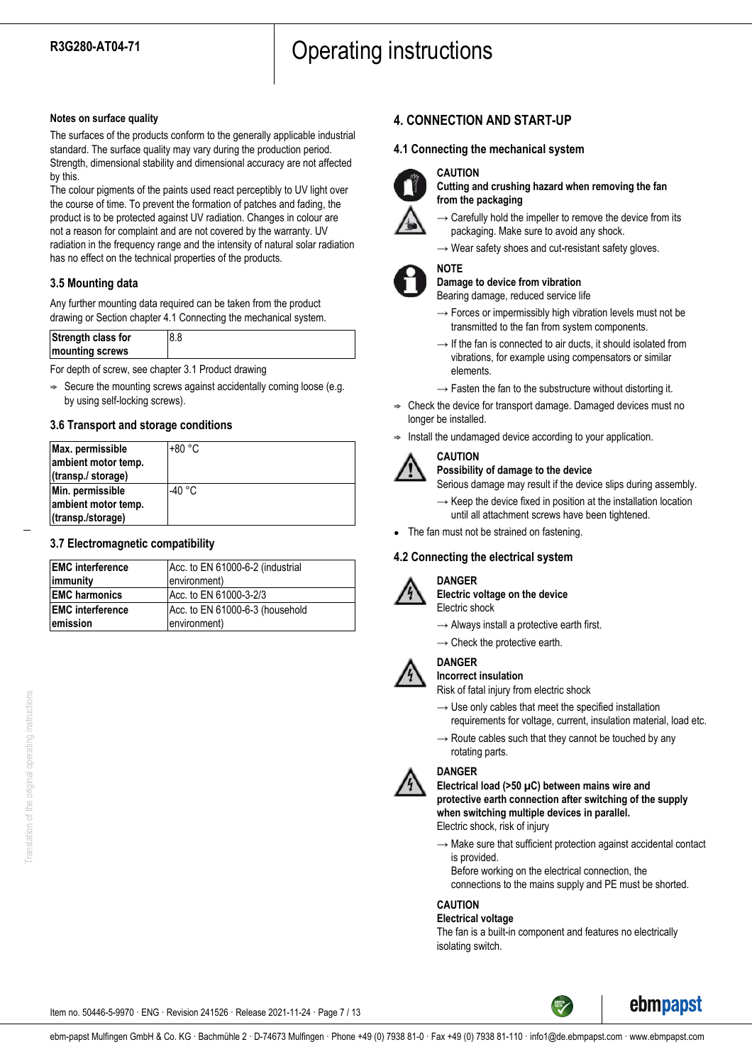#### Notes on surface quality

The surfaces of the products conform to the generally applicable industrial standard. The surface quality may vary during the production period. Strength, dimensional stability and dimensional accuracy are not affected by this.
The colour pigments of the paints used react perceptibly to UV light over the course of time. To prevent the formation of patches and fading, the product is to be protected against UV radiation. Changes in colour are not a reason for complaint and are not covered by the warranty. UV radiation in the frequency range and the intensity of natural solar radiation has no effect on the technical properties of the products.

### 3.5 Mounting data

Any further mounting data required can be taken from the product drawing or Section chapter 4.1 Connecting the mechanical system.

| Strength class for mounting screws | 8.8 |
|---|---|

For depth of screw, see chapter 3.1 Product drawing

⇨ Secure the mounting screws against accidentally coming loose (e.g. by using self-locking screws).

### 3.6 Transport and storage conditions

| Max. permissible ambient motor temp. (transp./ storage) | +80 °C |
|---|---|
| Min. permissible ambient motor temp. (transp./storage) | -40 °C |

### 3.7 Electromagnetic compatibility

| EMC interference immunity | Acc. to EN 61000-6-2 (industrial environment) |
|---|---|
| EMC harmonics | Acc. to EN 61000-3-2/3 |
| EMC interference emission | Acc. to EN 61000-6-3 (household environment) |

## 4. CONNECTION AND START-UP

### 4.1 Connecting the mechanical system

**CAUTION**
**Cutting and crushing hazard when removing the fan from the packaging**

→ Carefully hold the impeller to remove the device from its packaging. Make sure to avoid any shock.

→ Wear safety shoes and cut-resistant safety gloves.

**NOTE**
**Damage to device from vibration**
Bearing damage, reduced service life

→ Forces or impermissibly high vibration levels must not be transmitted to the fan from system components.

→ If the fan is connected to air ducts, it should isolated from vibrations, for example using compensators or similar elements.

→ Fasten the fan to the substructure without distorting it.

⇨ Check the device for transport damage. Damaged devices must no longer be installed.

⇨ Install the undamaged device according to your application.

**CAUTION**
**Possibility of damage to the device**
Serious damage may result if the device slips during assembly.

→ Keep the device fixed in position at the installation location until all attachment screws have been tightened.

- The fan must not be strained on fastening.

### 4.2 Connecting the electrical system

**DANGER**
**Electric voltage on the device**
Electric shock

→ Always install a protective earth first.

→ Check the protective earth.

**DANGER**
**Incorrect insulation**
Risk of fatal injury from electric shock

→ Use only cables that meet the specified installation requirements for voltage, current, insulation material, load etc.

→ Route cables such that they cannot be touched by any rotating parts.

**DANGER**
**Electrical load (>50 µC) between mains wire and protective earth connection after switching of the supply when switching multiple devices in parallel.**
Electric shock, risk of injury

→ Make sure that sufficient protection against accidental contact is provided.
Before working on the electrical connection, the connections to the mains supply and PE must be shorted.

**CAUTION**
**Electrical voltage**
The fan is a built-in component and features no electrically isolating switch.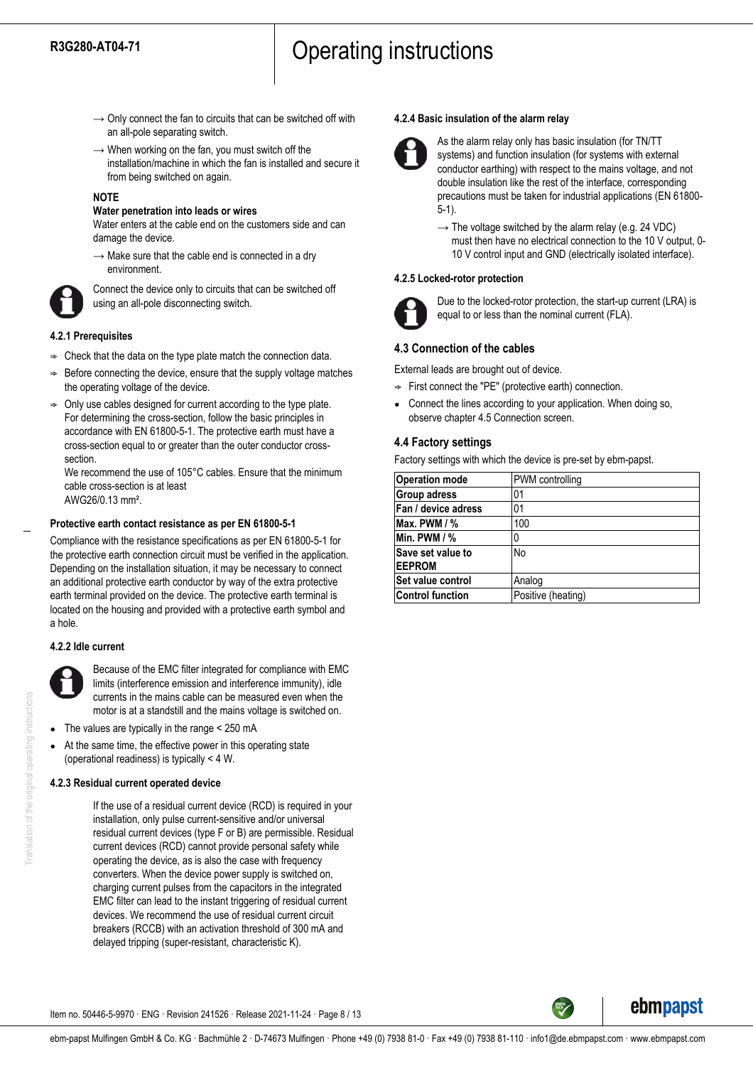→ Only connect the fan to circuits that can be switched off with an all-pole separating switch.

→ When working on the fan, you must switch off the installation/machine in which the fan is installed and secure it from being switched on again.

**NOTE**

**Water penetration into leads or wires**

Water enters at the cable end on the customers side and can damage the device.

→ Make sure that the cable end is connected in a dry environment.

Connect the device only to circuits that can be switched off using an all-pole disconnecting switch.

#### 4.2.1 Prerequisites

- ⇒ Check that the data on the type plate match the connection data.
- ⇒ Before connecting the device, ensure that the supply voltage matches the operating voltage of the device.
- ⇒ Only use cables designed for current according to the type plate. For determining the cross-section, follow the basic principles in accordance with EN 61800-5-1. The protective earth must have a cross-section equal to or greater than the outer conductor cross-section.
  We recommend the use of 105°C cables. Ensure that the minimum cable cross-section is at least AWG26/0.13 mm².

**Protective earth contact resistance as per EN 61800-5-1**

Compliance with the resistance specifications as per EN 61800-5-1 for the protective earth connection circuit must be verified in the application. Depending on the installation situation, it may be necessary to connect an additional protective earth conductor by way of the extra protective earth terminal provided on the device. The protective earth terminal is located on the housing and provided with a protective earth symbol and a hole.

#### 4.2.2 Idle current

Because of the EMC filter integrated for compliance with EMC limits (interference emission and interference immunity), idle currents in the mains cable can be measured even when the motor is at a standstill and the mains voltage is switched on.

- The values are typically in the range < 250 mA
- At the same time, the effective power in this operating state (operational readiness) is typically < 4 W.

#### 4.2.3 Residual current operated device

If the use of a residual current device (RCD) is required in your installation, only pulse current-sensitive and/or universal residual current devices (type F or B) are permissible. Residual current devices (RCD) cannot provide personal safety while operating the device, as is also the case with frequency converters. When the device power supply is switched on, charging current pulses from the capacitors in the integrated EMC filter can lead to the instant triggering of residual current devices. We recommend the use of residual current circuit breakers (RCCB) with an activation threshold of 300 mA and delayed tripping (super-resistant, characteristic K).

#### 4.2.4 Basic insulation of the alarm relay

As the alarm relay only has basic insulation (for TN/TT systems) and function insulation (for systems with external conductor earthing) with respect to the mains voltage, and not double insulation like the rest of the interface, corresponding precautions must be taken for industrial applications (EN 61800-5-1).

→ The voltage switched by the alarm relay (e.g. 24 VDC) must then have no electrical connection to the 10 V output, 0-10 V control input and GND (electrically isolated interface).

#### 4.2.5 Locked-rotor protection

Due to the locked-rotor protection, the start-up current (LRA) is equal to or less than the nominal current (FLA).

### 4.3 Connection of the cables

External leads are brought out of device.

- ⇒ First connect the "PE" (protective earth) connection.
- Connect the lines according to your application. When doing so, observe chapter 4.5 Connection screen.

### 4.4 Factory settings

Factory settings with which the device is pre-set by ebm-papst.

| | |
|---|---|
| **Operation mode** | PWM controlling |
| **Group adress** | 01 |
| **Fan / device adress** | 01 |
| **Max. PWM / %** | 100 |
| **Min. PWM / %** | 0 |
| **Save set value to EEPROM** | No |
| **Set value control** | Analog |
| **Control function** | Positive (heating) |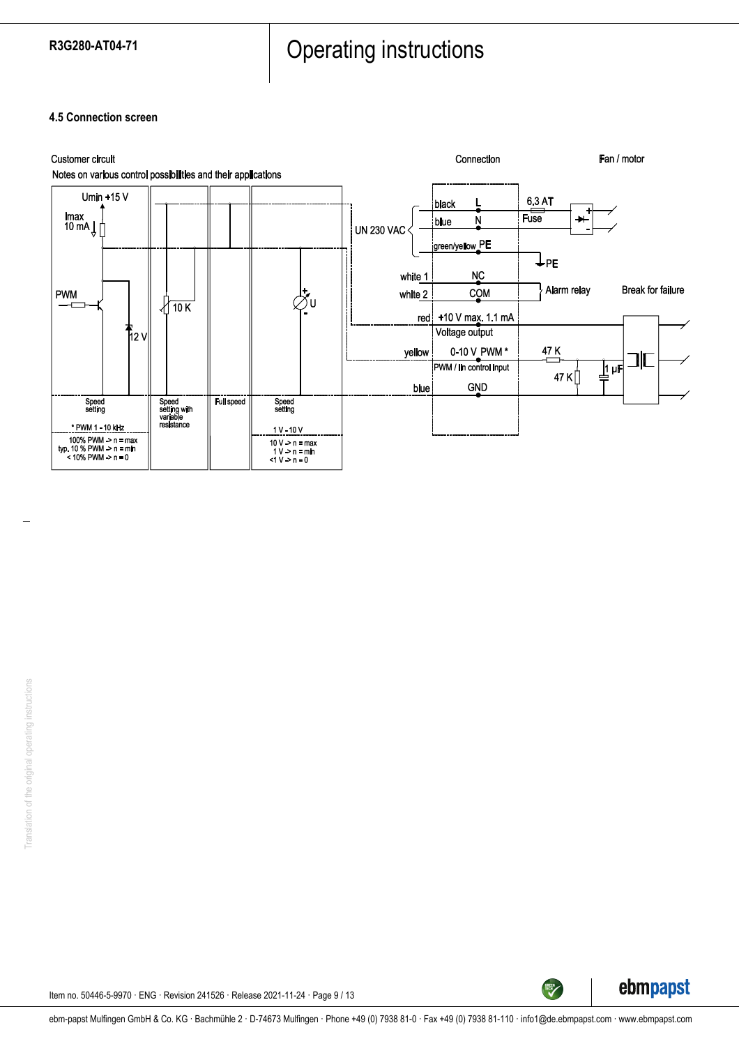### 4.5 Connection screen

Customer circuit

Notes on various control possibilities and their applications

Umin +15 V

Imax 10 mA

PWM

12 V

10 K

U

| Speed setting | Speed setting with variable resistance | Full speed | Speed setting |
|---|---|---|---|
| * PWM 1 - 10 kHz | | | 1 V - 10 V |
| 100% PWM -> n = max<br>typ. 10 % PWM -> n = min<br>< 10% PWM -> n = 0 | | | 10 V -> n = max<br>1 V -> n = min<br><1 V -> n = 0 |

Connection

Fan / motor

UN 230 VAC

| Wire | Connection |
|---|---|
| black | L |
| blue | N |
| green/yellow | PE |
| white 1 | NC |
| white 2 | COM |
| red | +10 V max. 1.1 mA<br>Voltage output |
| yellow | 0-10 V PWM *<br>PWM / lin control input |
| blue | GND |

6,3 AT Fuse

PE

Alarm relay

Break for failure

47 K

47 K

1 µF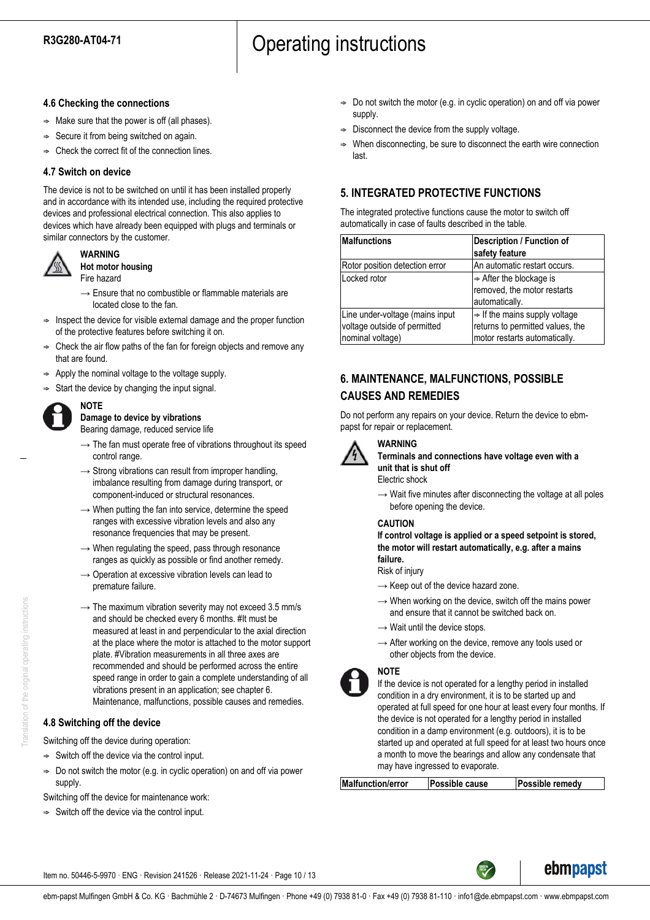### 4.6 Checking the connections

- Make sure that the power is off (all phases).
- Secure it from being switched on again.
- Check the correct fit of the connection lines.

### 4.7 Switch on device

The device is not to be switched on until it has been installed properly and in accordance with its intended use, including the required protective devices and professional electrical connection. This also applies to devices which have already been equipped with plugs and terminals or similar connectors by the customer.

**WARNING**
**Hot motor housing**
Fire hazard

→ Ensure that no combustible or flammable materials are located close to the fan.

- Inspect the device for visible external damage and the proper function of the protective features before switching it on.
- Check the air flow paths of the fan for foreign objects and remove any that are found.
- Apply the nominal voltage to the voltage supply.
- Start the device by changing the input signal.

**NOTE**
**Damage to device by vibrations**
Bearing damage, reduced service life

→ The fan must operate free of vibrations throughout its speed control range.

→ Strong vibrations can result from improper handling, imbalance resulting from damage during transport, or component-induced or structural resonances.

→ When putting the fan into service, determine the speed ranges with excessive vibration levels and also any resonance frequencies that may be present.

→ When regulating the speed, pass through resonance ranges as quickly as possible or find another remedy.

→ Operation at excessive vibration levels can lead to premature failure.

→ The maximum vibration severity may not exceed 3.5 mm/s and should be checked every 6 months. #It must be measured at least in and perpendicular to the axial direction at the place where the motor is attached to the motor support plate. #Vibration measurements in all three axes are recommended and should be performed across the entire speed range in order to gain a complete understanding of all vibrations present in an application; see chapter 6. Maintenance, malfunctions, possible causes and remedies.

### 4.8 Switching off the device

Switching off the device during operation:

- Switch off the device via the control input.
- Do not switch the motor (e.g. in cyclic operation) on and off via power supply.

Switching off the device for maintenance work:

- Switch off the device via the control input.
- Do not switch the motor (e.g. in cyclic operation) on and off via power supply.
- Disconnect the device from the supply voltage.
- When disconnecting, be sure to disconnect the earth wire connection last.

## 5. INTEGRATED PROTECTIVE FUNCTIONS

The integrated protective functions cause the motor to switch off automatically in case of faults described in the table.

| Malfunctions | Description / Function of safety feature |
|---|---|
| Rotor position detection error | An automatic restart occurs. |
| Locked rotor | ⇒ After the blockage is removed, the motor restarts automatically. |
| Line under-voltage (mains input voltage outside of permitted nominal voltage) | ⇒ If the mains supply voltage returns to permitted values, the motor restarts automatically. |

## 6. MAINTENANCE, MALFUNCTIONS, POSSIBLE CAUSES AND REMEDIES

Do not perform any repairs on your device. Return the device to ebm-papst for repair or replacement.

**WARNING**
**Terminals and connections have voltage even with a unit that is shut off**
Electric shock

→ Wait five minutes after disconnecting the voltage at all poles before opening the device.

**CAUTION**
**If control voltage is applied or a speed setpoint is stored, the motor will restart automatically, e.g. after a mains failure.**
Risk of injury

→ Keep out of the device hazard zone.

→ When working on the device, switch off the mains power and ensure that it cannot be switched back on.

→ Wait until the device stops.

→ After working on the device, remove any tools used or other objects from the device.

**NOTE**
If the device is not operated for a lengthy period in installed condition in a dry environment, it is to be started up and operated at full speed for one hour at least every four months. If the device is not operated for a lengthy period in installed condition in a damp environment (e.g. outdoors), it is to be started up and operated at full speed for at least two hours once a month to move the bearings and allow any condensate that may have ingressed to evaporate.

| Malfunction/error | Possible cause | Possible remedy |
|---|---|---|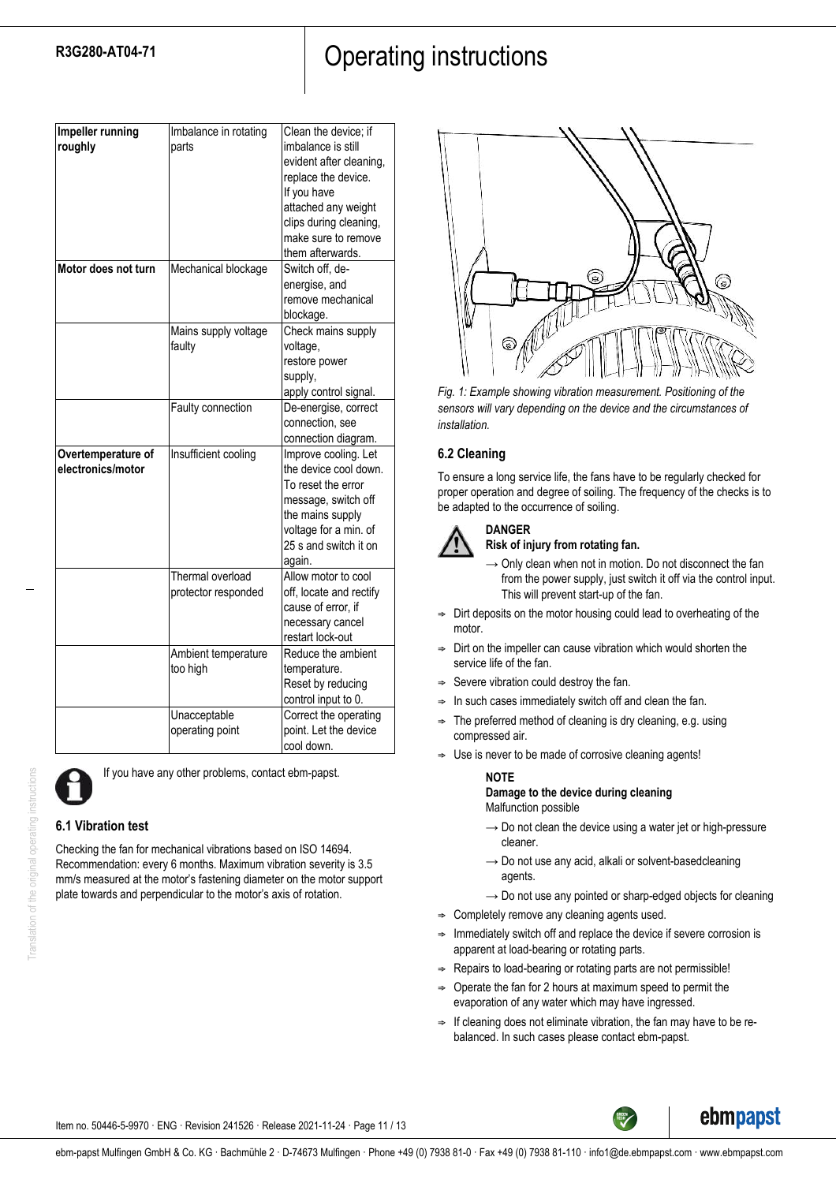| | | |
|---|---|---|
| **Impeller running roughly** | Imbalance in rotating parts | Clean the device; if imbalance is still evident after cleaning, replace the device. If you have attached any weight clips during cleaning, make sure to remove them afterwards. |
| **Motor does not turn** | Mechanical blockage | Switch off, de-energise, and remove mechanical blockage. |
| | Mains supply voltage faulty | Check mains supply voltage, restore power supply, apply control signal. |
| | Faulty connection | De-energise, correct connection, see connection diagram. |
| **Overtemperature of electronics/motor** | Insufficient cooling | Improve cooling. Let the device cool down. To reset the error message, switch off the mains supply voltage for a min. of 25 s and switch it on again. |
| | Thermal overload protector responded | Allow motor to cool off, locate and rectify cause of error, if necessary cancel restart lock-out |
| | Ambient temperature too high | Reduce the ambient temperature. Reset by reducing control input to 0. |
| | Unacceptable operating point | Correct the operating point. Let the device cool down. |

If you have any other problems, contact ebm-papst.

### 6.1 Vibration test

Checking the fan for mechanical vibrations based on ISO 14694. Recommendation: every 6 months. Maximum vibration severity is 3.5 mm/s measured at the motor's fastening diameter on the motor support plate towards and perpendicular to the motor's axis of rotation.

*Fig. 1: Example showing vibration measurement. Positioning of the sensors will vary depending on the device and the circumstances of installation.*

### 6.2 Cleaning

To ensure a long service life, the fans have to be regularly checked for proper operation and degree of soiling. The frequency of the checks is to be adapted to the occurrence of soiling.

**DANGER**
**Risk of injury from rotating fan.**

→ Only clean when not in motion. Do not disconnect the fan from the power supply, just switch it off via the control input. This will prevent start-up of the fan.

- Dirt deposits on the motor housing could lead to overheating of the motor.
- Dirt on the impeller can cause vibration which would shorten the service life of the fan.
- Severe vibration could destroy the fan.
- In such cases immediately switch off and clean the fan.
- The preferred method of cleaning is dry cleaning, e.g. using compressed air.
- Use is never to be made of corrosive cleaning agents!

**NOTE**
**Damage to the device during cleaning**
Malfunction possible

→ Do not clean the device using a water jet or high-pressure cleaner.

→ Do not use any acid, alkali or solvent-basedcleaning agents.

→ Do not use any pointed or sharp-edged objects for cleaning

- Completely remove any cleaning agents used.
- Immediately switch off and replace the device if severe corrosion is apparent at load-bearing or rotating parts.
- Repairs to load-bearing or rotating parts are not permissible!
- Operate the fan for 2 hours at maximum speed to permit the evaporation of any water which may have ingressed.
- If cleaning does not eliminate vibration, the fan may have to be re-balanced. In such cases please contact ebm-papst.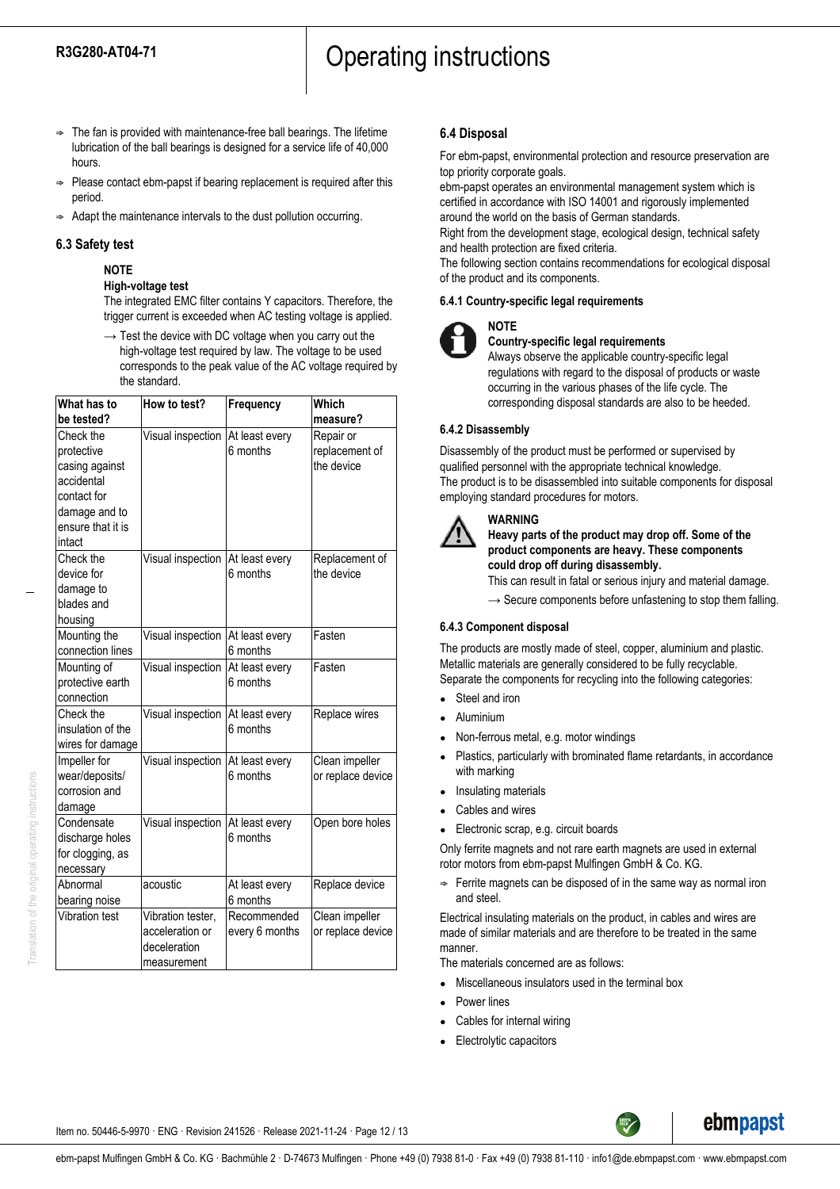- ⇒ The fan is provided with maintenance-free ball bearings. The lifetime lubrication of the ball bearings is designed for a service life of 40,000 hours.
- ⇒ Please contact ebm-papst if bearing replacement is required after this period.
- ⇒ Adapt the maintenance intervals to the dust pollution occurring.

### 6.3 Safety test

**NOTE**

**High-voltage test**

The integrated EMC filter contains Y capacitors. Therefore, the trigger current is exceeded when AC testing voltage is applied.

→ Test the device with DC voltage when you carry out the high-voltage test required by law. The voltage to be used corresponds to the peak value of the AC voltage required by the standard.

| What has to be tested? | How to test? | Frequency | Which measure? |
|---|---|---|---|
| Check the protective casing against accidental contact for damage and to ensure that it is intact | Visual inspection | At least every 6 months | Repair or replacement of the device |
| Check the device for damage to blades and housing | Visual inspection | At least every 6 months | Replacement of the device |
| Mounting the connection lines | Visual inspection | At least every 6 months | Fasten |
| Mounting of protective earth connection | Visual inspection | At least every 6 months | Fasten |
| Check the insulation of the wires for damage | Visual inspection | At least every 6 months | Replace wires |
| Impeller for wear/deposits/ corrosion and damage | Visual inspection | At least every 6 months | Clean impeller or replace device |
| Condensate discharge holes for clogging, as necessary | Visual inspection | At least every 6 months | Open bore holes |
| Abnormal bearing noise | acoustic | At least every 6 months | Replace device |
| Vibration test | Vibration tester, acceleration or deceleration measurement | Recommended every 6 months | Clean impeller or replace device |

### 6.4 Disposal

For ebm-papst, environmental protection and resource preservation are top priority corporate goals.
ebm-papst operates an environmental management system which is certified in accordance with ISO 14001 and rigorously implemented around the world on the basis of German standards.
Right from the development stage, ecological design, technical safety and health protection are fixed criteria.
The following section contains recommendations for ecological disposal of the product and its components.

#### 6.4.1 Country-specific legal requirements

**NOTE**

**Country-specific legal requirements**

Always observe the applicable country-specific legal regulations with regard to the disposal of products or waste occurring in the various phases of the life cycle. The corresponding disposal standards are also to be heeded.

#### 6.4.2 Disassembly

Disassembly of the product must be performed or supervised by qualified personnel with the appropriate technical knowledge.
The product is to be disassembled into suitable components for disposal employing standard procedures for motors.

**WARNING**

**Heavy parts of the product may drop off. Some of the product components are heavy. These components could drop off during disassembly.**

This can result in fatal or serious injury and material damage.

→ Secure components before unfastening to stop them falling.

#### 6.4.3 Component disposal

The products are mostly made of steel, copper, aluminium and plastic.
Metallic materials are generally considered to be fully recyclable.
Separate the components for recycling into the following categories:

- Steel and iron
- Aluminium
- Non-ferrous metal, e.g. motor windings
- Plastics, particularly with brominated flame retardants, in accordance with marking
- Insulating materials
- Cables and wires
- Electronic scrap, e.g. circuit boards

Only ferrite magnets and not rare earth magnets are used in external rotor motors from ebm-papst Mulfingen GmbH & Co. KG.

- ⇒ Ferrite magnets can be disposed of in the same way as normal iron and steel.

Electrical insulating materials on the product, in cables and wires are made of similar materials and are therefore to be treated in the same manner.
The materials concerned are as follows:

- Miscellaneous insulators used in the terminal box
- Power lines
- Cables for internal wiring
- Electrolytic capacitors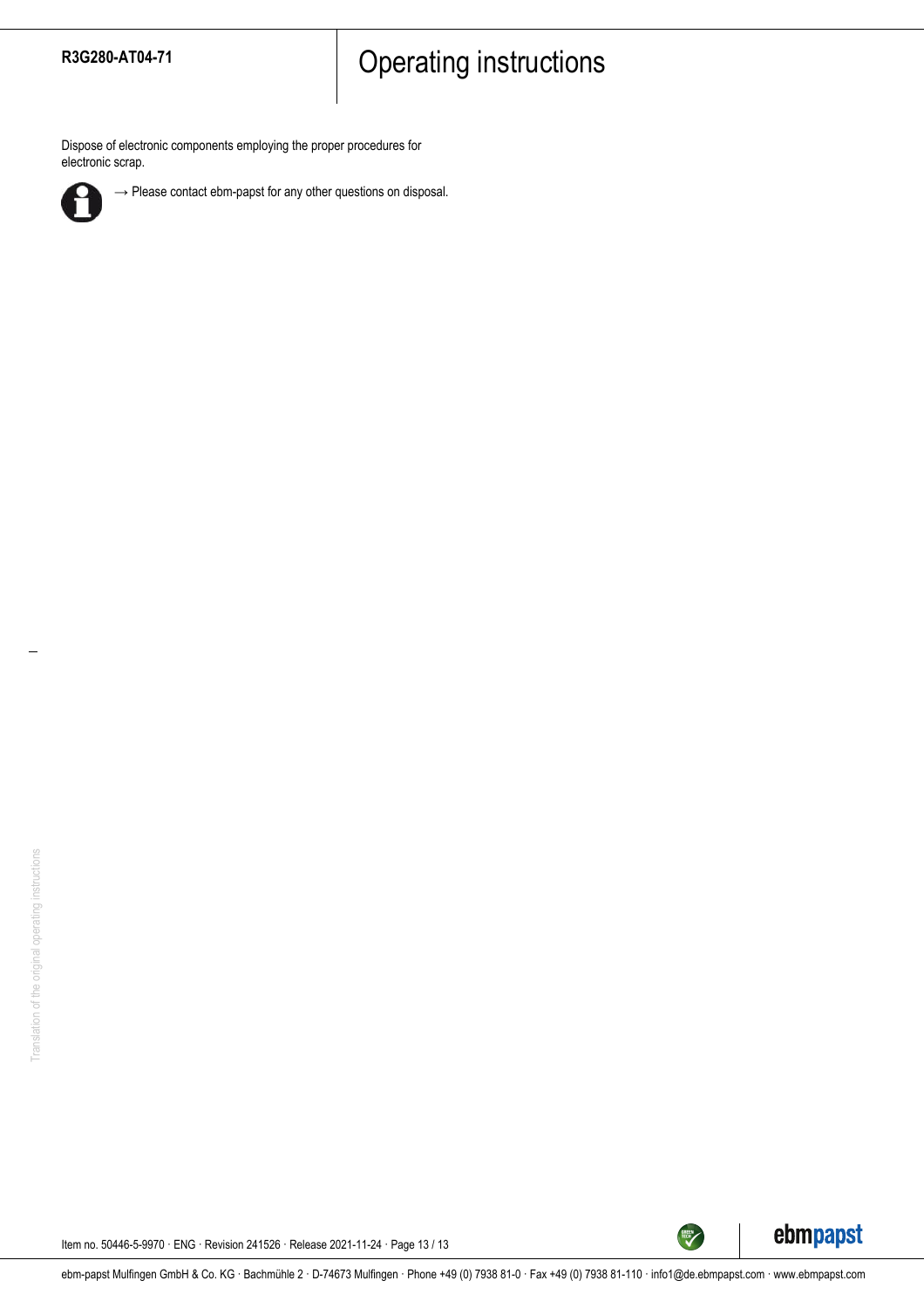Dispose of electronic components employing the proper procedures for electronic scrap.

→ Please contact ebm-papst for any other questions on disposal.